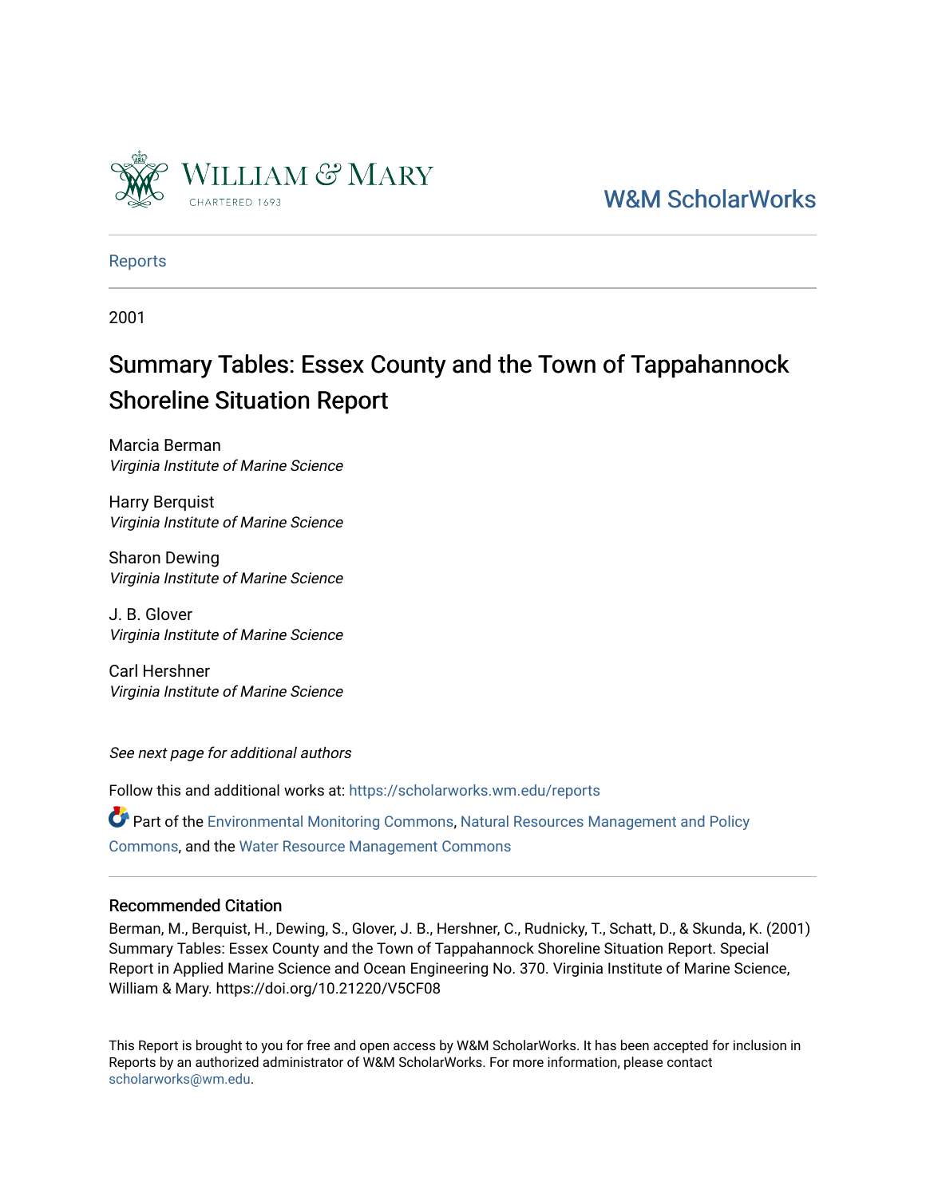W&M ScholarWorks

Reports

2001

# Summary Tables: Essex County and the Town of Tappahannock Shoreline Situation Report

Marcia Berman
*Virginia Institute of Marine Science*

Harry Berquist
*Virginia Institute of Marine Science*

Sharon Dewing
*Virginia Institute of Marine Science*

J. B. Glover
*Virginia Institute of Marine Science*

Carl Hershner
*Virginia Institute of Marine Science*

*See next page for additional authors*

Follow this and additional works at: https://scholarworks.wm.edu/reports

Part of the Environmental Monitoring Commons, Natural Resources Management and Policy Commons, and the Water Resource Management Commons

## Recommended Citation

Berman, M., Berquist, H., Dewing, S., Glover, J. B., Hershner, C., Rudnicky, T., Schatt, D., & Skunda, K. (2001) Summary Tables: Essex County and the Town of Tappahannock Shoreline Situation Report. Special Report in Applied Marine Science and Ocean Engineering No. 370. Virginia Institute of Marine Science, William & Mary. https://doi.org/10.21220/V5CF08

This Report is brought to you for free and open access by W&M ScholarWorks. It has been accepted for inclusion in Reports by an authorized administrator of W&M ScholarWorks. For more information, please contact scholarworks@wm.edu.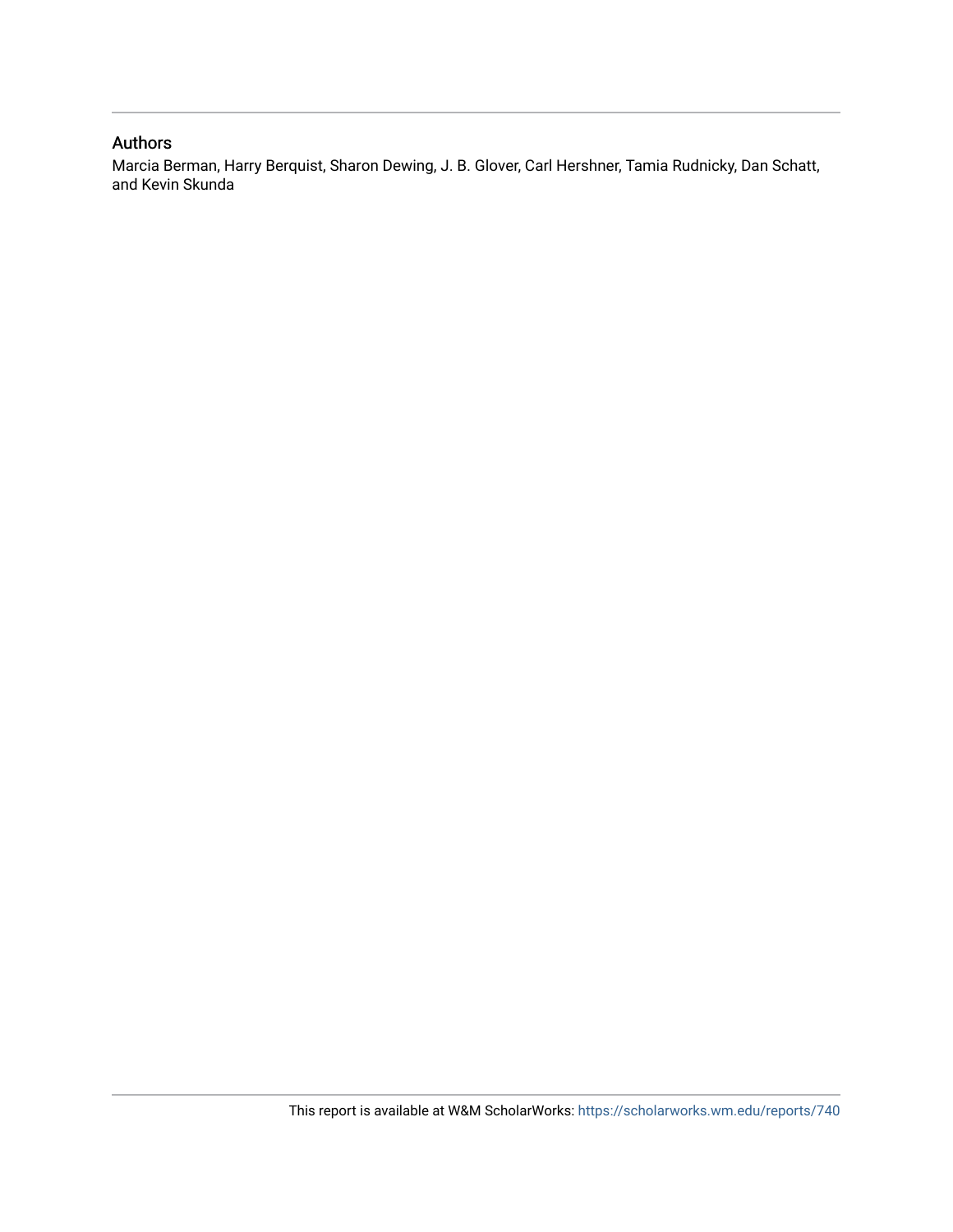## Authors

Marcia Berman, Harry Berquist, Sharon Dewing, J. B. Glover, Carl Hershner, Tamia Rudnicky, Dan Schatt, and Kevin Skunda

This report is available at W&M ScholarWorks: https://scholarworks.wm.edu/reports/740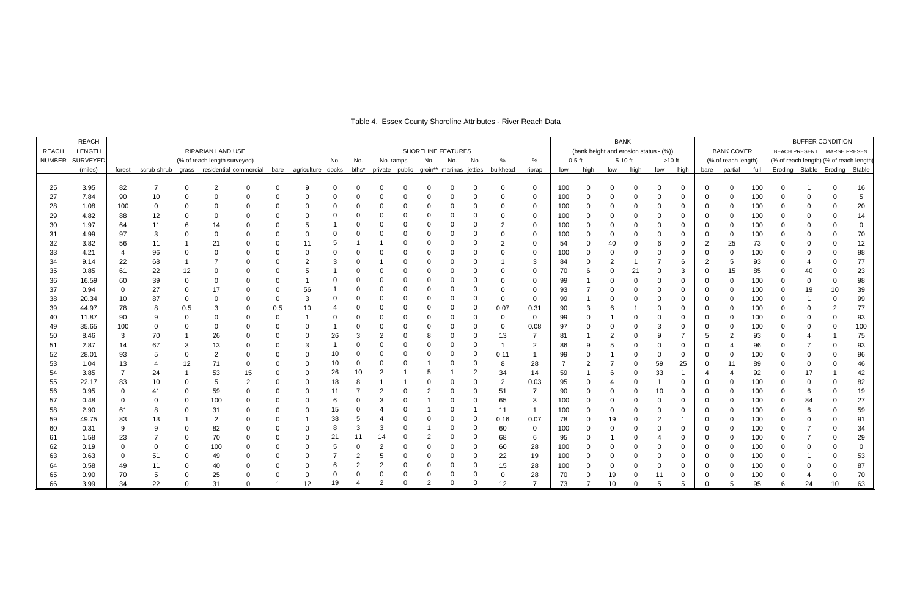Table 4. Essex County Shoreline Attributes - River Reach Data

| REACH NUMBER | REACH LENGTH SURVEYED (miles) | RIPARIAN LAND USE (% of reach length surveyed) | | | | | | | SHORELINE FEATURES | | | | | | | | | | BANK (bank height and erosion status - (%)) | | | | | | BANK COVER (% of reach length) | | | BUFFER CONDITION | | | |
|---|---|---|---|---|---|---|---|---|---|---|---|---|---|---|---|---|---|---|---|---|---|---|---|---|---|---|---|---|---|---|---|
| | | | | | | | | | No. | No. | No. ramps | | No. | No. | No. | % | % | | 0-5 ft | | 5-10 ft | | >10 ft | | | | | BEACH PRESENT (% of reach length) | | MARSH PRESENT (% of reach length) | |
| | | forest | scrub-shrub | grass | residential | commercial | bare | agriculture | docks | bths* | private | public | groin** | marinas | jetties | bulkhead | riprap | low | high | low | high | low | high | bare | partial | full | Eroding | Stable | Eroding | Stable |
| 25 | 3.95 | 82 | 7 | 0 | 2 | 0 | 0 | 9 | 0 | 0 | 0 | 0 | 0 | 0 | 0 | 0 | 0 | 100 | 0 | 0 | 0 | 0 | 0 | 0 | 0 | 100 | 0 | 1 | 0 | 16 |
| 27 | 7.84 | 90 | 10 | 0 | 0 | 0 | 0 | 0 | 0 | 0 | 0 | 0 | 0 | 0 | 0 | 0 | 0 | 100 | 0 | 0 | 0 | 0 | 0 | 0 | 0 | 100 | 0 | 0 | 0 | 5 |
| 28 | 1.08 | 100 | 0 | 0 | 0 | 0 | 0 | 0 | 0 | 0 | 0 | 0 | 0 | 0 | 0 | 0 | 0 | 100 | 0 | 0 | 0 | 0 | 0 | 0 | 0 | 100 | 0 | 0 | 0 | 20 |
| 29 | 4.82 | 88 | 12 | 0 | 0 | 0 | 0 | 0 | 0 | 0 | 0 | 0 | 0 | 0 | 0 | 0 | 0 | 100 | 0 | 0 | 0 | 0 | 0 | 0 | 0 | 100 | 0 | 0 | 0 | 14 |
| 30 | 1.97 | 64 | 11 | 6 | 14 | 0 | 0 | 5 | 1 | 0 | 0 | 0 | 0 | 0 | 0 | 2 | 0 | 100 | 0 | 0 | 0 | 0 | 0 | 0 | 0 | 100 | 0 | 0 | 0 | 0 |
| 31 | 4.99 | 97 | 3 | 0 | 0 | 0 | 0 | 0 | 0 | 0 | 0 | 0 | 0 | 0 | 0 | 0 | 0 | 100 | 0 | 0 | 0 | 0 | 0 | 0 | 0 | 100 | 0 | 0 | 0 | 70 |
| 32 | 3.82 | 56 | 11 | 1 | 21 | 0 | 0 | 11 | 5 | 1 | 1 | 0 | 0 | 0 | 0 | 2 | 0 | 54 | 0 | 40 | 0 | 6 | 0 | 2 | 25 | 73 | 0 | 0 | 0 | 12 |
| 33 | 4.21 | 4 | 96 | 0 | 0 | 0 | 0 | 0 | 0 | 0 | 0 | 0 | 0 | 0 | 0 | 0 | 0 | 100 | 0 | 0 | 0 | 0 | 0 | 0 | 0 | 100 | 0 | 0 | 0 | 98 |
| 34 | 9.14 | 22 | 68 | 1 | 7 | 0 | 0 | 2 | 3 | 0 | 1 | 0 | 0 | 0 | 0 | 1 | 3 | 84 | 0 | 2 | 1 | 7 | 6 | 2 | 5 | 93 | 0 | 4 | 0 | 77 |
| 35 | 0.85 | 61 | 22 | 12 | 0 | 0 | 0 | 5 | 1 | 0 | 0 | 0 | 0 | 0 | 0 | 0 | 0 | 70 | 6 | 0 | 21 | 0 | 3 | 0 | 15 | 85 | 0 | 40 | 0 | 23 |
| 36 | 16.59 | 60 | 39 | 0 | 0 | 0 | 0 | 1 | 0 | 0 | 0 | 0 | 0 | 0 | 0 | 0 | 0 | 99 | 1 | 0 | 0 | 0 | 0 | 0 | 0 | 100 | 0 | 0 | 0 | 98 |
| 37 | 0.94 | 0 | 27 | 0 | 17 | 0 | 0 | 56 | 1 | 0 | 0 | 0 | 0 | 0 | 0 | 0 | 0 | 93 | 7 | 0 | 0 | 0 | 0 | 0 | 0 | 100 | 0 | 19 | 10 | 39 |
| 38 | 20.34 | 10 | 87 | 0 | 0 | 0 | 0 | 3 | 0 | 0 | 0 | 0 | 0 | 0 | 0 | 0 | 0 | 99 | 1 | 0 | 0 | 0 | 0 | 0 | 0 | 100 | 0 | 1 | 0 | 99 |
| 39 | 44.97 | 78 | 8 | 0.5 | 3 | 0 | 0.5 | 10 | 4 | 0 | 0 | 0 | 0 | 0 | 0 | 0.07 | 0.31 | 90 | 3 | 6 | 1 | 0 | 0 | 0 | 0 | 100 | 0 | 0 | 2 | 77 |
| 40 | 11.87 | 90 | 9 | 0 | 0 | 0 | 0 | 1 | 0 | 0 | 0 | 0 | 0 | 0 | 0 | 0 | 0 | 99 | 0 | 1 | 0 | 0 | 0 | 0 | 0 | 100 | 0 | 0 | 0 | 93 |
| 49 | 35.65 | 100 | 0 | 0 | 0 | 0 | 0 | 0 | 1 | 0 | 0 | 0 | 0 | 0 | 0 | 0 | 0.08 | 97 | 0 | 0 | 0 | 3 | 0 | 0 | 0 | 100 | 0 | 0 | 0 | 100 |
| 50 | 8.46 | 3 | 70 | 1 | 26 | 0 | 0 | 0 | 26 | 3 | 2 | 0 | 8 | 0 | 0 | 13 | 7 | 81 | 1 | 2 | 0 | 9 | 7 | 5 | 2 | 93 | 0 | 4 | 1 | 75 |
| 51 | 2.87 | 14 | 67 | 3 | 13 | 0 | 0 | 3 | 1 | 0 | 0 | 0 | 0 | 0 | 0 | 1 | 2 | 86 | 9 | 5 | 0 | 0 | 0 | 0 | 4 | 96 | 0 | 7 | 0 | 93 |
| 52 | 28.01 | 93 | 5 | 0 | 2 | 0 | 0 | 0 | 10 | 0 | 0 | 0 | 0 | 0 | 0 | 0.11 | 1 | 99 | 0 | 1 | 0 | 0 | 0 | 0 | 0 | 100 | 0 | 0 | 0 | 96 |
| 53 | 1.04 | 13 | 4 | 12 | 71 | 0 | 0 | 0 | 10 | 0 | 0 | 0 | 1 | 0 | 0 | 8 | 28 | 7 | 2 | 7 | 0 | 59 | 25 | 0 | 11 | 89 | 0 | 0 | 0 | 46 |
| 54 | 3.85 | 7 | 24 | 1 | 53 | 15 | 0 | 0 | 26 | 10 | 2 | 1 | 5 | 1 | 2 | 34 | 14 | 59 | 1 | 6 | 0 | 33 | 1 | 4 | 4 | 92 | 0 | 17 | 1 | 42 |
| 55 | 22.17 | 83 | 10 | 0 | 5 | 2 | 0 | 0 | 18 | 8 | 1 | 1 | 0 | 0 | 0 | 2 | 0.03 | 95 | 0 | 4 | 0 | 1 | 0 | 0 | 0 | 100 | 0 | 0 | 0 | 82 |
| 56 | 0.95 | 0 | 41 | 0 | 59 | 0 | 0 | 0 | 11 | 7 | 2 | 0 | 2 | 0 | 0 | 51 | 7 | 90 | 0 | 0 | 0 | 10 | 0 | 0 | 0 | 100 | 0 | 6 | 0 | 19 |
| 57 | 0.48 | 0 | 0 | 0 | 100 | 0 | 0 | 0 | 6 | 0 | 3 | 0 | 1 | 0 | 0 | 65 | 3 | 100 | 0 | 0 | 0 | 0 | 0 | 0 | 0 | 100 | 0 | 84 | 0 | 27 |
| 58 | 2.90 | 61 | 8 | 0 | 31 | 0 | 0 | 0 | 15 | 0 | 4 | 0 | 1 | 0 | 1 | 11 | 1 | 100 | 0 | 0 | 0 | 0 | 0 | 0 | 0 | 100 | 0 | 6 | 0 | 59 |
| 59 | 49.75 | 83 | 13 | 1 | 2 | 0 | 0 | 1 | 38 | 5 | 4 | 0 | 0 | 0 | 0 | 0.16 | 0.07 | 78 | 0 | 19 | 0 | 2 | 1 | 0 | 0 | 100 | 0 | 0 | 0 | 91 |
| 60 | 0.31 | 9 | 9 | 0 | 82 | 0 | 0 | 0 | 8 | 3 | 3 | 0 | 1 | 0 | 0 | 60 | 0 | 100 | 0 | 0 | 0 | 0 | 0 | 0 | 0 | 100 | 0 | 7 | 0 | 34 |
| 61 | 1.58 | 23 | 7 | 0 | 70 | 0 | 0 | 0 | 21 | 11 | 14 | 0 | 2 | 0 | 0 | 68 | 6 | 95 | 0 | 1 | 0 | 4 | 0 | 0 | 0 | 100 | 0 | 7 | 0 | 29 |
| 62 | 0.19 | 0 | 0 | 0 | 100 | 0 | 0 | 0 | 5 | 0 | 2 | 0 | 0 | 0 | 0 | 60 | 28 | 100 | 0 | 0 | 0 | 0 | 0 | 0 | 0 | 100 | 0 | 0 | 0 | 0 |
| 63 | 0.63 | 0 | 51 | 0 | 49 | 0 | 0 | 0 | 7 | 2 | 5 | 0 | 0 | 0 | 0 | 22 | 19 | 100 | 0 | 0 | 0 | 0 | 0 | 0 | 0 | 100 | 0 | 1 | 0 | 53 |
| 64 | 0.58 | 49 | 11 | 0 | 40 | 0 | 0 | 0 | 6 | 2 | 2 | 0 | 0 | 0 | 0 | 15 | 28 | 100 | 0 | 0 | 0 | 0 | 0 | 0 | 0 | 100 | 0 | 0 | 0 | 87 |
| 65 | 0.90 | 70 | 5 | 0 | 25 | 0 | 0 | 0 | 0 | 0 | 0 | 0 | 0 | 0 | 0 | 0 | 28 | 70 | 0 | 19 | 0 | 11 | 0 | 0 | 0 | 100 | 0 | 4 | 0 | 70 |
| 66 | 3.99 | 34 | 22 | 0 | 31 | 0 | 1 | 12 | 19 | 4 | 2 | 0 | 2 | 0 | 0 | 12 | 7 | 73 | 7 | 10 | 0 | 5 | 5 | 0 | 5 | 95 | 6 | 24 | 10 | 63 |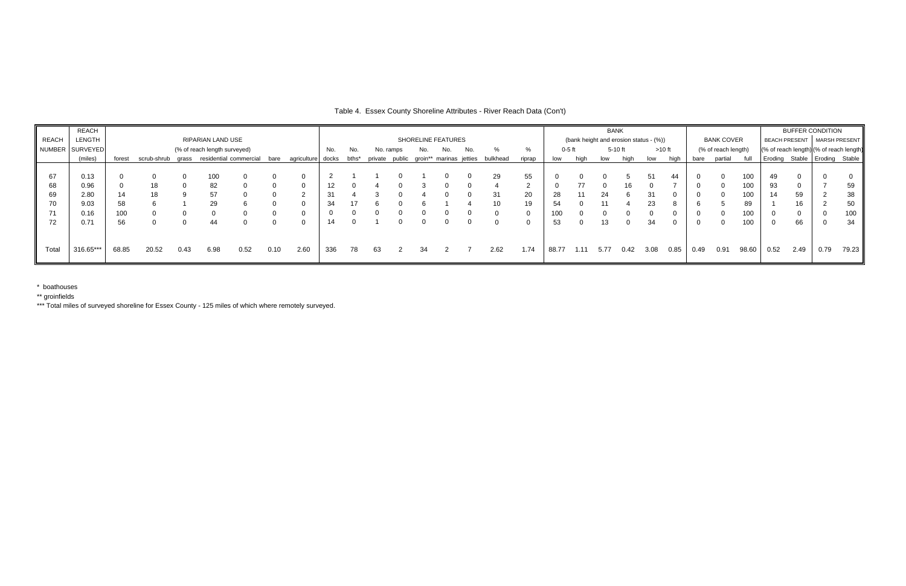Table 4. Essex County Shoreline Attributes - River Reach Data (Con't)

| REACH NUMBER | REACH LENGTH SURVEYED (miles) | RIPARIAN LAND USE (% of reach length surveyed) | | | | | | | SHORELINE FEATURES | | | | | | | | | | BANK (bank height and erosion status - (%)) | | | | | | BANK COVER (% of reach length) | | | BUFFER CONDITION | | | |
|---|---|---|---|---|---|---|---|---|---|---|---|---|---|---|---|---|---|---|---|---|---|---|---|---|---|---|---|---|---|---|---|
| | | | | | | | | | | | | | | | | | | | 0-5 ft | | 5-10 ft | | >10 ft | | | | | BEACH PRESENT (% of reach length) | | MARSH PRESENT (% of reach length) | |
| | | forest | scrub-shrub | grass | residential | commercial | bare | agriculture | No. docks | No. bths* | No. ramps private | No. ramps public | No. groin** | No. marinas | No. jetties | % bulkhead | % riprap | low | high | low | high | low | high | bare | partial | full | Eroding | Stable | Eroding | Stable |
| 67 | 0.13 | 0 | 0 | 0 | 100 | 0 | 0 | 0 | 2 | 1 | 1 | 0 | 1 | 0 | 0 | 29 | 55 | 0 | 0 | 0 | 5 | 51 | 44 | 0 | 0 | 100 | 49 | 0 | 0 | 0 |
| 68 | 0.96 | 0 | 18 | 0 | 82 | 0 | 0 | 0 | 12 | 0 | 4 | 0 | 3 | 0 | 0 | 4 | 2 | 0 | 77 | 0 | 16 | 0 | 7 | 0 | 0 | 100 | 93 | 0 | 7 | 59 |
| 69 | 2.80 | 14 | 18 | 9 | 57 | 0 | 0 | 2 | 31 | 4 | 3 | 0 | 4 | 0 | 0 | 31 | 20 | 28 | 11 | 24 | 6 | 31 | 0 | 0 | 0 | 100 | 14 | 59 | 2 | 38 |
| 70 | 9.03 | 58 | 6 | 1 | 29 | 6 | 0 | 0 | 34 | 17 | 6 | 0 | 6 | 1 | 4 | 10 | 19 | 54 | 0 | 11 | 4 | 23 | 8 | 6 | 5 | 89 | 1 | 16 | 2 | 50 |
| 71 | 0.16 | 100 | 0 | 0 | 0 | 0 | 0 | 0 | 0 | 0 | 0 | 0 | 0 | 0 | 0 | 0 | 0 | 100 | 0 | 0 | 0 | 0 | 0 | 0 | 0 | 100 | 0 | 0 | 0 | 100 |
| 72 | 0.71 | 56 | 0 | 0 | 44 | 0 | 0 | 0 | 14 | 0 | 1 | 0 | 0 | 0 | 0 | 0 | 0 | 53 | 0 | 13 | 0 | 34 | 0 | 0 | 0 | 100 | 0 | 66 | 0 | 34 |
| Total | 316.65*** | 68.85 | 20.52 | 0.43 | 6.98 | 0.52 | 0.10 | 2.60 | 336 | 78 | 63 | 2 | 34 | 2 | 7 | 2.62 | 1.74 | 88.77 | 1.11 | 5.77 | 0.42 | 3.08 | 0.85 | 0.49 | 0.91 | 98.60 | 0.52 | 2.49 | 0.79 | 79.23 |

* boathouses

** groinfields

*** Total miles of surveyed shoreline for Essex County - 125 miles of which where remotely surveyed.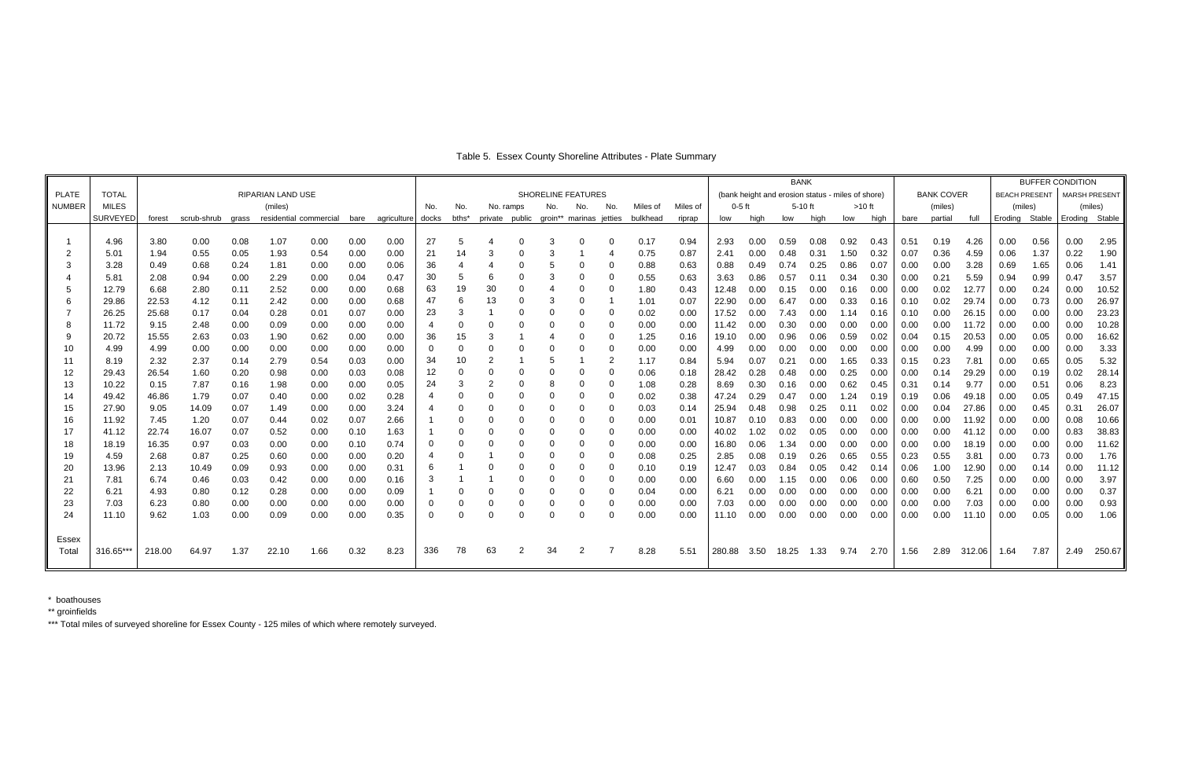Table 5. Essex County Shoreline Attributes - Plate Summary

| PLATE NUMBER | TOTAL MILES SURVEYED | RIPARIAN LAND USE (miles) forest | scrub-shrub | grass | residential | commercial | bare | agriculture | SHORELINE FEATURES No. docks | No. bths* | No. ramps private | public | No. groin** | No. marinas | No. jetties | Miles of bulkhead | Miles of riprap | BANK (bank height and erosion status - miles of shore) 0-5 ft low | 0-5 ft high | 5-10 ft low | 5-10 ft high | >10 ft low | >10 ft high | BANK COVER (miles) bare | partial | full | BUFFER CONDITION BEACH PRESENT (miles) Eroding | Stable | MARSH PRESENT (miles) Eroding | Stable |
|---|---|---|---|---|---|---|---|---|---|---|---|---|---|---|---|---|---|---|---|---|---|---|---|---|---|---|---|---|---|---|---|
| 1 | 4.96 | 3.80 | 0.00 | 0.08 | 1.07 | 0.00 | 0.00 | 0.00 | 27 | 5 | 4 | 0 | 3 | 0 | 0 | 0.17 | 0.94 | 2.93 | 0.00 | 0.59 | 0.08 | 0.92 | 0.43 | 0.51 | 0.19 | 4.26 | 0.00 | 0.56 | 0.00 | 2.95 |
| 2 | 5.01 | 1.94 | 0.55 | 0.05 | 1.93 | 0.54 | 0.00 | 0.00 | 21 | 14 | 3 | 0 | 3 | 1 | 4 | 0.75 | 0.87 | 2.41 | 0.00 | 0.48 | 0.31 | 1.50 | 0.32 | 0.07 | 0.36 | 4.59 | 0.06 | 1.37 | 0.22 | 1.90 |
| 3 | 3.28 | 0.49 | 0.68 | 0.24 | 1.81 | 0.00 | 0.00 | 0.06 | 36 | 4 | 4 | 0 | 5 | 0 | 0 | 0.88 | 0.63 | 0.88 | 0.49 | 0.74 | 0.25 | 0.86 | 0.07 | 0.00 | 0.00 | 3.28 | 0.69 | 1.65 | 0.06 | 1.41 |
| 4 | 5.81 | 2.08 | 0.94 | 0.00 | 2.29 | 0.00 | 0.04 | 0.47 | 30 | 5 | 6 | 0 | 3 | 0 | 0 | 0.55 | 0.63 | 3.63 | 0.86 | 0.57 | 0.11 | 0.34 | 0.30 | 0.00 | 0.21 | 5.59 | 0.94 | 0.99 | 0.47 | 3.57 |
| 5 | 12.79 | 6.68 | 2.80 | 0.11 | 2.52 | 0.00 | 0.00 | 0.68 | 63 | 19 | 30 | 0 | 4 | 0 | 0 | 1.80 | 0.43 | 12.48 | 0.00 | 0.15 | 0.00 | 0.16 | 0.00 | 0.00 | 0.02 | 12.77 | 0.00 | 0.24 | 0.00 | 10.52 |
| 6 | 29.86 | 22.53 | 4.12 | 0.11 | 2.42 | 0.00 | 0.00 | 0.68 | 47 | 6 | 13 | 0 | 3 | 0 | 1 | 1.01 | 0.07 | 22.90 | 0.00 | 6.47 | 0.00 | 0.33 | 0.16 | 0.10 | 0.02 | 29.74 | 0.00 | 0.73 | 0.00 | 26.97 |
| 7 | 26.25 | 25.68 | 0.17 | 0.04 | 0.28 | 0.01 | 0.07 | 0.00 | 23 | 3 | 1 | 0 | 0 | 0 | 0 | 0.02 | 0.00 | 17.52 | 0.00 | 7.43 | 0.00 | 1.14 | 0.16 | 0.10 | 0.00 | 26.15 | 0.00 | 0.00 | 0.00 | 23.23 |
| 8 | 11.72 | 9.15 | 2.48 | 0.00 | 0.09 | 0.00 | 0.00 | 0.00 | 4 | 0 | 0 | 0 | 0 | 0 | 0 | 0.00 | 0.00 | 11.42 | 0.00 | 0.30 | 0.00 | 0.00 | 0.00 | 0.00 | 0.00 | 11.72 | 0.00 | 0.00 | 0.00 | 10.28 |
| 9 | 20.72 | 15.55 | 2.63 | 0.03 | 1.90 | 0.62 | 0.00 | 0.00 | 36 | 15 | 3 | 1 | 4 | 0 | 0 | 1.25 | 0.16 | 19.10 | 0.00 | 0.96 | 0.06 | 0.59 | 0.02 | 0.04 | 0.15 | 20.53 | 0.00 | 0.05 | 0.00 | 16.62 |
| 10 | 4.99 | 4.99 | 0.00 | 0.00 | 0.00 | 0.00 | 0.00 | 0.00 | 0 | 0 | 0 | 0 | 0 | 0 | 0 | 0.00 | 0.00 | 4.99 | 0.00 | 0.00 | 0.00 | 0.00 | 0.00 | 0.00 | 0.00 | 4.99 | 0.00 | 0.00 | 0.00 | 3.33 |
| 11 | 8.19 | 2.32 | 2.37 | 0.14 | 2.79 | 0.54 | 0.03 | 0.00 | 34 | 10 | 2 | 1 | 5 | 1 | 2 | 1.17 | 0.84 | 5.94 | 0.07 | 0.21 | 0.00 | 1.65 | 0.33 | 0.15 | 0.23 | 7.81 | 0.00 | 0.65 | 0.05 | 5.32 |
| 12 | 29.43 | 26.54 | 1.60 | 0.20 | 0.98 | 0.00 | 0.03 | 0.08 | 12 | 0 | 0 | 0 | 0 | 0 | 0 | 0.06 | 0.18 | 28.42 | 0.28 | 0.48 | 0.00 | 0.25 | 0.00 | 0.00 | 0.14 | 29.29 | 0.00 | 0.19 | 0.02 | 28.14 |
| 13 | 10.22 | 0.15 | 7.87 | 0.16 | 1.98 | 0.00 | 0.00 | 0.05 | 24 | 3 | 2 | 0 | 8 | 0 | 0 | 1.08 | 0.28 | 8.69 | 0.30 | 0.16 | 0.00 | 0.62 | 0.45 | 0.31 | 0.14 | 9.77 | 0.00 | 0.51 | 0.06 | 8.23 |
| 14 | 49.42 | 46.86 | 1.79 | 0.07 | 0.40 | 0.00 | 0.02 | 0.28 | 4 | 0 | 0 | 0 | 0 | 0 | 0 | 0.02 | 0.38 | 47.24 | 0.29 | 0.47 | 0.00 | 1.24 | 0.19 | 0.19 | 0.06 | 49.18 | 0.00 | 0.05 | 0.49 | 47.15 |
| 15 | 27.90 | 9.05 | 14.09 | 0.07 | 1.49 | 0.00 | 0.00 | 3.24 | 4 | 0 | 0 | 0 | 0 | 0 | 0 | 0.03 | 0.14 | 25.94 | 0.48 | 0.98 | 0.25 | 0.11 | 0.02 | 0.00 | 0.04 | 27.86 | 0.00 | 0.45 | 0.31 | 26.07 |
| 16 | 11.92 | 7.45 | 1.20 | 0.07 | 0.44 | 0.02 | 0.07 | 2.66 | 1 | 0 | 0 | 0 | 0 | 0 | 0 | 0.00 | 0.01 | 10.87 | 0.10 | 0.83 | 0.00 | 0.00 | 0.00 | 0.00 | 0.00 | 11.92 | 0.00 | 0.00 | 0.08 | 10.66 |
| 17 | 41.12 | 22.74 | 16.07 | 0.07 | 0.52 | 0.00 | 0.10 | 1.63 | 1 | 0 | 0 | 0 | 0 | 0 | 0 | 0.00 | 0.00 | 40.02 | 1.02 | 0.02 | 0.05 | 0.00 | 0.00 | 0.00 | 0.00 | 41.12 | 0.00 | 0.00 | 0.83 | 38.83 |
| 18 | 18.19 | 16.35 | 0.97 | 0.03 | 0.00 | 0.00 | 0.10 | 0.74 | 0 | 0 | 0 | 0 | 0 | 0 | 0 | 0.00 | 0.00 | 16.80 | 0.06 | 1.34 | 0.00 | 0.00 | 0.00 | 0.00 | 0.00 | 18.19 | 0.00 | 0.00 | 0.00 | 11.62 |
| 19 | 4.59 | 2.68 | 0.87 | 0.25 | 0.60 | 0.00 | 0.00 | 0.20 | 4 | 0 | 1 | 0 | 0 | 0 | 0 | 0.08 | 0.25 | 2.85 | 0.08 | 0.19 | 0.26 | 0.65 | 0.55 | 0.23 | 0.55 | 3.81 | 0.00 | 0.73 | 0.00 | 1.76 |
| 20 | 13.96 | 2.13 | 10.49 | 0.09 | 0.93 | 0.00 | 0.00 | 0.31 | 6 | 1 | 0 | 0 | 0 | 0 | 0 | 0.10 | 0.19 | 12.47 | 0.03 | 0.84 | 0.05 | 0.42 | 0.14 | 0.06 | 1.00 | 12.90 | 0.00 | 0.14 | 0.00 | 11.12 |
| 21 | 7.81 | 6.74 | 0.46 | 0.03 | 0.42 | 0.00 | 0.00 | 0.16 | 3 | 1 | 1 | 0 | 0 | 0 | 0 | 0.00 | 0.00 | 6.60 | 0.00 | 1.15 | 0.00 | 0.06 | 0.00 | 0.60 | 0.50 | 7.25 | 0.00 | 0.00 | 0.00 | 3.97 |
| 22 | 6.21 | 4.93 | 0.80 | 0.12 | 0.28 | 0.00 | 0.00 | 0.09 | 1 | 0 | 0 | 0 | 0 | 0 | 0 | 0.04 | 0.00 | 6.21 | 0.00 | 0.00 | 0.00 | 0.00 | 0.00 | 0.00 | 0.00 | 6.21 | 0.00 | 0.00 | 0.00 | 0.37 |
| 23 | 7.03 | 6.23 | 0.80 | 0.00 | 0.00 | 0.00 | 0.00 | 0.00 | 0 | 0 | 0 | 0 | 0 | 0 | 0 | 0.00 | 0.00 | 7.03 | 0.00 | 0.00 | 0.00 | 0.00 | 0.00 | 0.00 | 0.00 | 7.03 | 0.00 | 0.00 | 0.00 | 0.93 |
| 24 | 11.10 | 9.62 | 1.03 | 0.00 | 0.09 | 0.00 | 0.00 | 0.35 | 0 | 0 | 0 | 0 | 0 | 0 | 0 | 0.00 | 0.00 | 11.10 | 0.00 | 0.00 | 0.00 | 0.00 | 0.00 | 0.00 | 0.00 | 11.10 | 0.00 | 0.05 | 0.00 | 1.06 |
| Essex Total | 316.65*** | 218.00 | 64.97 | 1.37 | 22.10 | 1.66 | 0.32 | 8.23 | 336 | 78 | 63 | 2 | 34 | 2 | 7 | 8.28 | 5.51 | 280.88 | 3.50 | 18.25 | 1.33 | 9.74 | 2.70 | 1.56 | 2.89 | 312.06 | 1.64 | 7.87 | 2.49 | 250.67 |

\* boathouses

\*\* groinfields

\*\*\* Total miles of surveyed shoreline for Essex County - 125 miles of which where remotely surveyed.